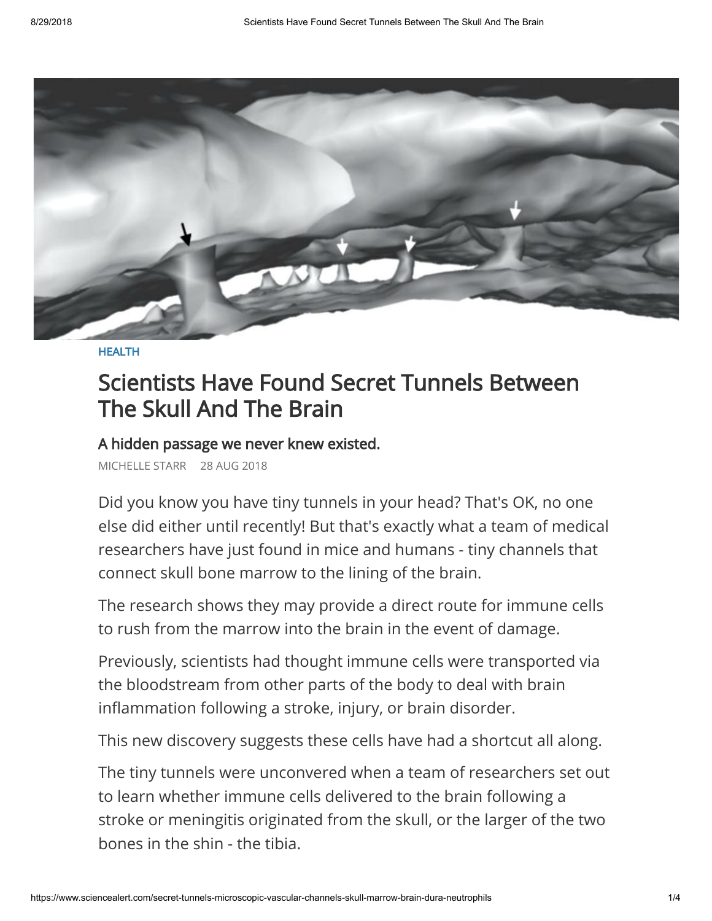HEALTH

# Scientists Have Found Secret Tunnels Between The Skull And The Brain

## A hidden passage we never knew existed.

MICHELLE STARR 28 AUG 2018

Did you know you have tiny tunnels in your head? That's OK, no one else did either until recently! But that's exactly what a team of medical researchers have just found in mice and humans - tiny channels that connect skull bone marrow to the lining of the brain.

The research shows they may provide a direct route for immune cells to rush from the marrow into the brain in the event of damage.

Previously, scientists had thought immune cells were transported via the bloodstream from other parts of the body to deal with brain inflammation following a stroke, injury, or brain disorder.

This new discovery suggests these cells have had a shortcut all along.

The tiny tunnels were unconvered when a team of researchers set out to learn whether immune cells delivered to the brain following a stroke or meningitis originated from the skull, or the larger of the two bones in the shin - the tibia.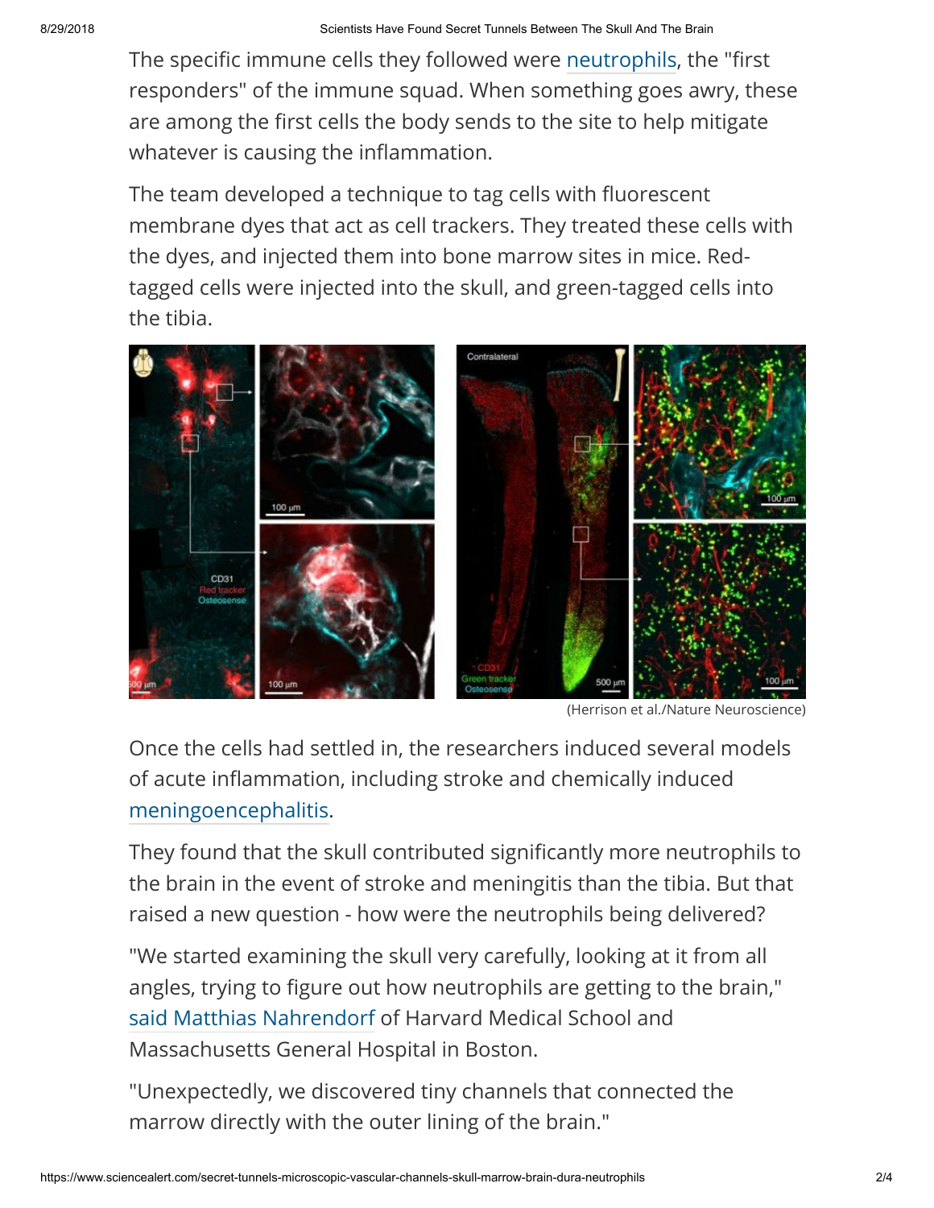The specific immune cells they followed were neutrophils, the "first responders" of the immune squad. When something goes awry, these are among the first cells the body sends to the site to help mitigate whatever is causing the inflammation.

The team developed a technique to tag cells with fluorescent membrane dyes that act as cell trackers. They treated these cells with the dyes, and injected them into bone marrow sites in mice. Red-tagged cells were injected into the skull, and green-tagged cells into the tibia.

(Herrison et al./Nature Neuroscience)

Once the cells had settled in, the researchers induced several models of acute inflammation, including stroke and chemically induced meningoencephalitis.

They found that the skull contributed significantly more neutrophils to the brain in the event of stroke and meningitis than the tibia. But that raised a new question - how were the neutrophils being delivered?

"We started examining the skull very carefully, looking at it from all angles, trying to figure out how neutrophils are getting to the brain," said Matthias Nahrendorf of Harvard Medical School and Massachusetts General Hospital in Boston.

"Unexpectedly, we discovered tiny channels that connected the marrow directly with the outer lining of the brain."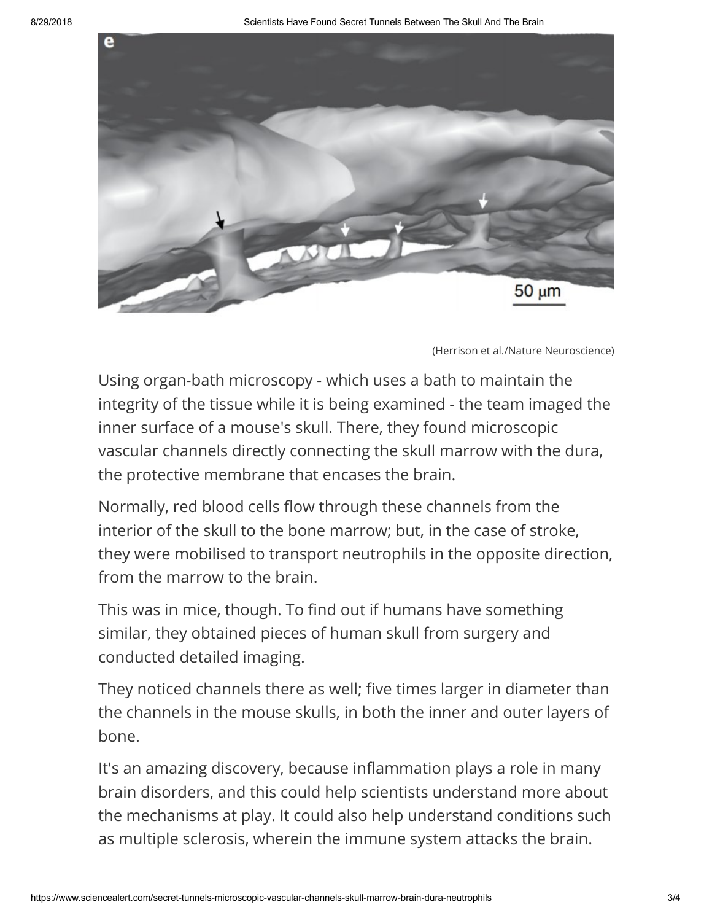(Herrison et al./Nature Neuroscience)

Using organ-bath microscopy - which uses a bath to maintain the integrity of the tissue while it is being examined - the team imaged the inner surface of a mouse's skull. There, they found microscopic vascular channels directly connecting the skull marrow with the dura, the protective membrane that encases the brain.

Normally, red blood cells flow through these channels from the interior of the skull to the bone marrow; but, in the case of stroke, they were mobilised to transport neutrophils in the opposite direction, from the marrow to the brain.

This was in mice, though. To find out if humans have something similar, they obtained pieces of human skull from surgery and conducted detailed imaging.

They noticed channels there as well; five times larger in diameter than the channels in the mouse skulls, in both the inner and outer layers of bone.

It's an amazing discovery, because inflammation plays a role in many brain disorders, and this could help scientists understand more about the mechanisms at play. It could also help understand conditions such as multiple sclerosis, wherein the immune system attacks the brain.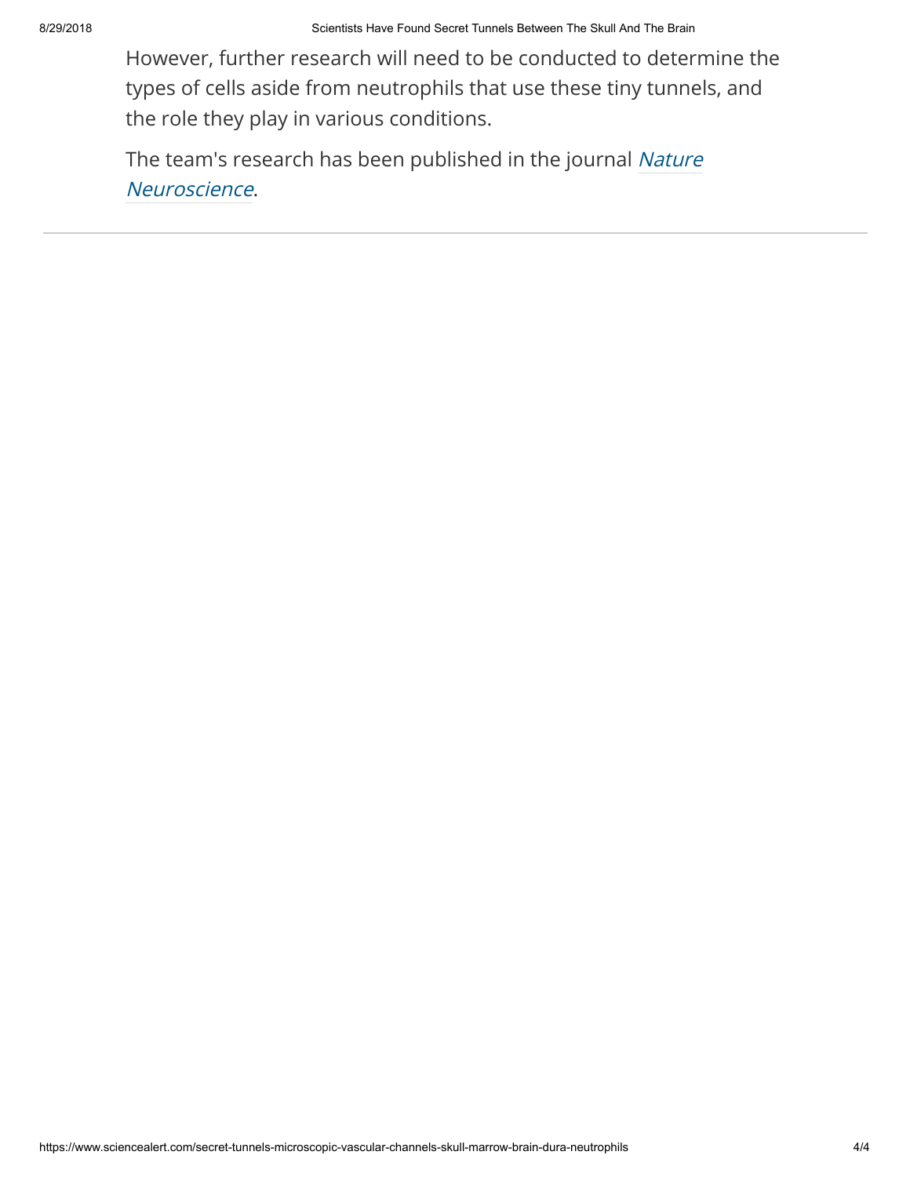However, further research will need to be conducted to determine the types of cells aside from neutrophils that use these tiny tunnels, and the role they play in various conditions.

The team's research has been published in the journal *Nature Neuroscience*.